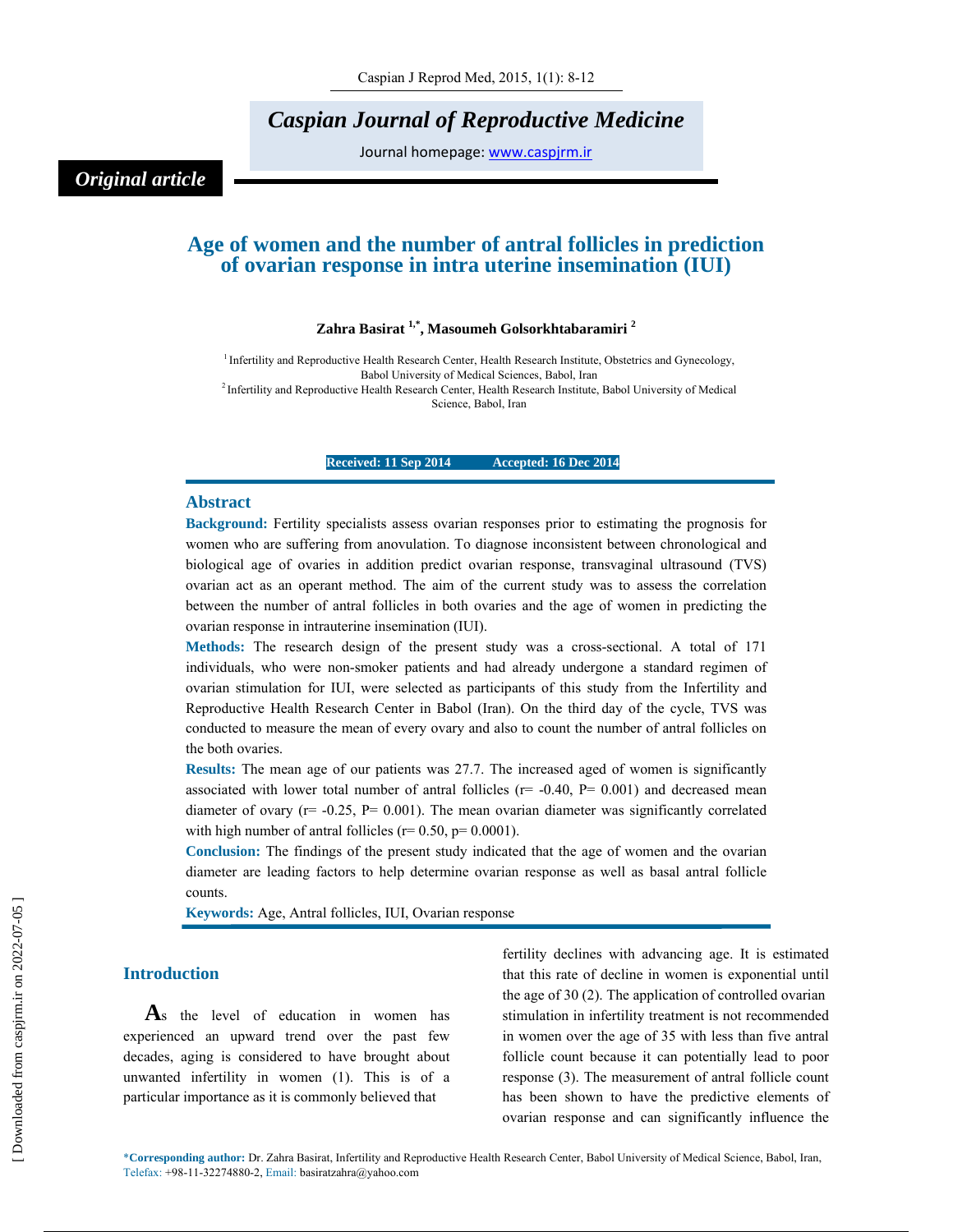*Original article*

# Age of women and the number of antral follicles in prediction of ovarian response in intra uterine insemination (IUI)

**Zahra Basirat [1,*], Masoumeh Golsorkhtabaramiri [2]**

[1] Infertility and Reproductive Health Research Center, Health Research Institute, Obstetrics and Gynecology, Babol University of Medical Sciences, Babol, Iran
[2] Infertility and Reproductive Health Research Center, Health Research Institute, Babol University of Medical Science, Babol, Iran

**Received: 11 Sep 2014 Accepted: 16 Dec 2014**

## Abstract

**Background:** Fertility specialists assess ovarian responses prior to estimating the prognosis for women who are suffering from anovulation. To diagnose inconsistent between chronological and biological age of ovaries in addition predict ovarian response, transvaginal ultrasound (TVS) ovarian act as an operant method. The aim of the current study was to assess the correlation between the number of antral follicles in both ovaries and the age of women in predicting the ovarian response in intrauterine insemination (IUI).

**Methods:** The research design of the present study was a cross-sectional. A total of 171 individuals, who were non-smoker patients and had already undergone a standard regimen of ovarian stimulation for IUI, were selected as participants of this study from the Infertility and Reproductive Health Research Center in Babol (Iran). On the third day of the cycle, TVS was conducted to measure the mean of every ovary and also to count the number of antral follicles on the both ovaries.

**Results:** The mean age of our patients was 27.7. The increased aged of women is significantly associated with lower total number of antral follicles (r= -0.40, P= 0.001) and decreased mean diameter of ovary (r= -0.25, P= 0.001). The mean ovarian diameter was significantly correlated with high number of antral follicles (r= 0.50, p= 0.0001).

**Conclusion:** The findings of the present study indicated that the age of women and the ovarian diameter are leading factors to help determine ovarian response as well as basal antral follicle counts.

**Keywords:** Age, Antral follicles, IUI, Ovarian response

## Introduction

As the level of education in women has experienced an upward trend over the past few decades, aging is considered to have brought about unwanted infertility in women (1). This is of a particular importance as it is commonly believed that fertility declines with advancing age. It is estimated that this rate of decline in women is exponential until the age of 30 (2). The application of controlled ovarian stimulation in infertility treatment is not recommended in women over the age of 35 with less than five antral follicle count because it can potentially lead to poor response (3). The measurement of antral follicle count has been shown to have the predictive elements of ovarian response and can significantly influence the

*Corresponding author: Dr. Zahra Basirat, Infertility and Reproductive Health Research Center, Babol University of Medical Science, Babol, Iran, Telefax: +98-11-32274880-2, Email: basiratzahra@yahoo.com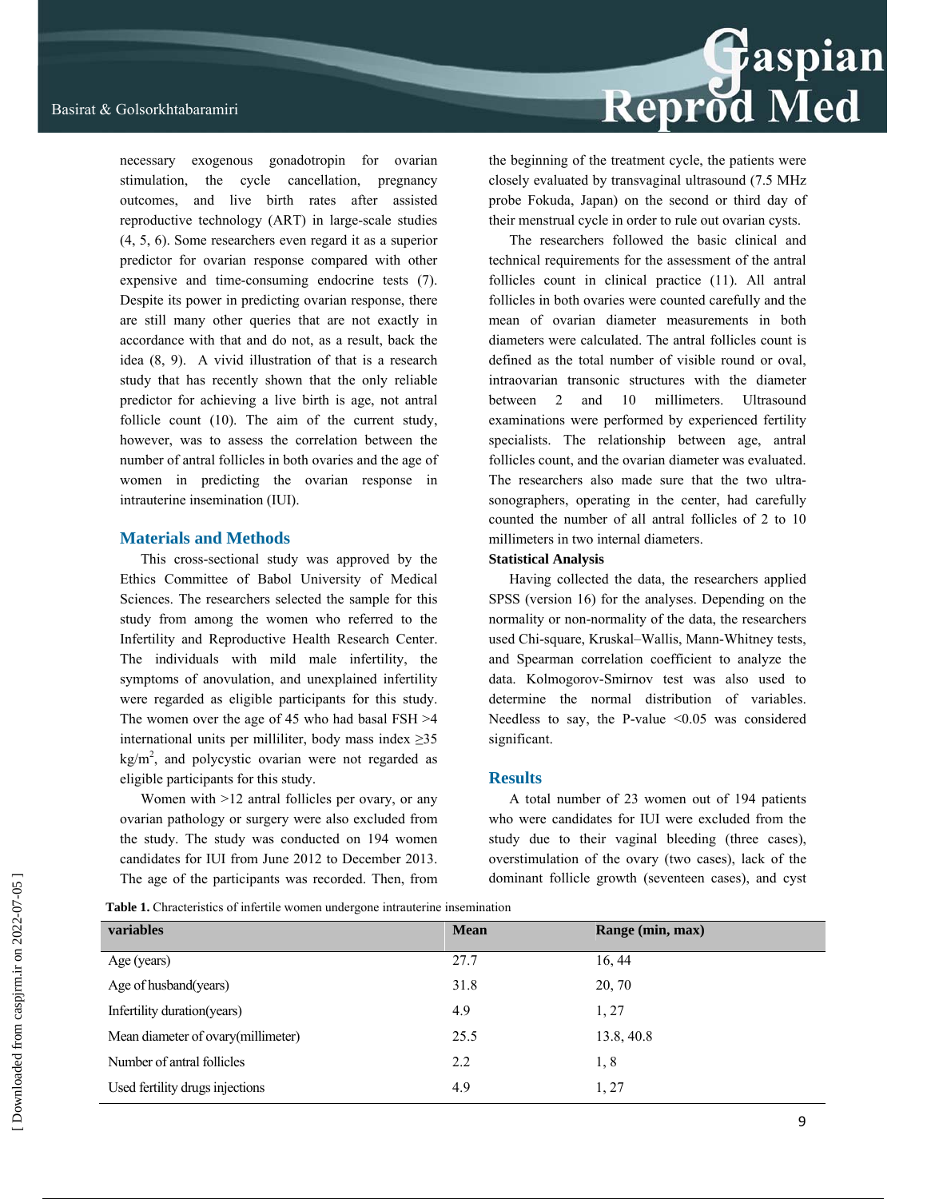necessary exogenous gonadotropin for ovarian stimulation, the cycle cancellation, pregnancy outcomes, and live birth rates after assisted reproductive technology (ART) in large-scale studies (4, 5, 6). Some researchers even regard it as a superior predictor for ovarian response compared with other expensive and time-consuming endocrine tests (7). Despite its power in predicting ovarian response, there are still many other queries that are not exactly in accordance with that and do not, as a result, back the idea (8, 9). A vivid illustration of that is a research study that has recently shown that the only reliable predictor for achieving a live birth is age, not antral follicle count (10). The aim of the current study, however, was to assess the correlation between the number of antral follicles in both ovaries and the age of women in predicting the ovarian response in intrauterine insemination (IUI).

## Materials and Methods

This cross-sectional study was approved by the Ethics Committee of Babol University of Medical Sciences. The researchers selected the sample for this study from among the women who referred to the Infertility and Reproductive Health Research Center. The individuals with mild male infertility, the symptoms of anovulation, and unexplained infertility were regarded as eligible participants for this study. The women over the age of 45 who had basal FSH >4 international units per milliliter, body mass index ≥35 kg/m$^2$, and polycystic ovarian were not regarded as eligible participants for this study.

Women with >12 antral follicles per ovary, or any ovarian pathology or surgery were also excluded from the study. The study was conducted on 194 women candidates for IUI from June 2012 to December 2013. The age of the participants was recorded. Then, from the beginning of the treatment cycle, the patients were closely evaluated by transvaginal ultrasound (7.5 MHz probe Fokuda, Japan) on the second or third day of their menstrual cycle in order to rule out ovarian cysts.

The researchers followed the basic clinical and technical requirements for the assessment of the antral follicles count in clinical practice (11). All antral follicles in both ovaries were counted carefully and the mean of ovarian diameter measurements in both diameters were calculated. The antral follicles count is defined as the total number of visible round or oval, intraovarian transonic structures with the diameter between 2 and 10 millimeters. Ultrasound examinations were performed by experienced fertility specialists. The relationship between age, antral follicles count, and the ovarian diameter was evaluated. The researchers also made sure that the two ultra-sonographers, operating in the center, had carefully counted the number of all antral follicles of 2 to 10 millimeters in two internal diameters.

**Statistical Analysis**

Having collected the data, the researchers applied SPSS (version 16) for the analyses. Depending on the normality or non-normality of the data, the researchers used Chi-square, Kruskal–Wallis, Mann-Whitney tests, and Spearman correlation coefficient to analyze the data. Kolmogorov-Smirnov test was also used to determine the normal distribution of variables. Needless to say, the P-value <0.05 was considered significant.

## Results

A total number of 23 women out of 194 patients who were candidates for IUI were excluded from the study due to their vaginal bleeding (three cases), overstimulation of the ovary (two cases), lack of the dominant follicle growth (seventeen cases), and cyst

**Table 1.** Chracteristics of infertile women undergone intrauterine insemination

| variables | Mean | Range (min, max) |
|---|---|---|
| Age (years) | 27.7 | 16, 44 |
| Age of husband(years) | 31.8 | 20, 70 |
| Infertility duration(years) | 4.9 | 1, 27 |
| Mean diameter of ovary(millimeter) | 25.5 | 13.8, 40.8 |
| Number of antral follicles | 2.2 | 1, 8 |
| Used fertility drugs injections | 4.9 | 1, 27 |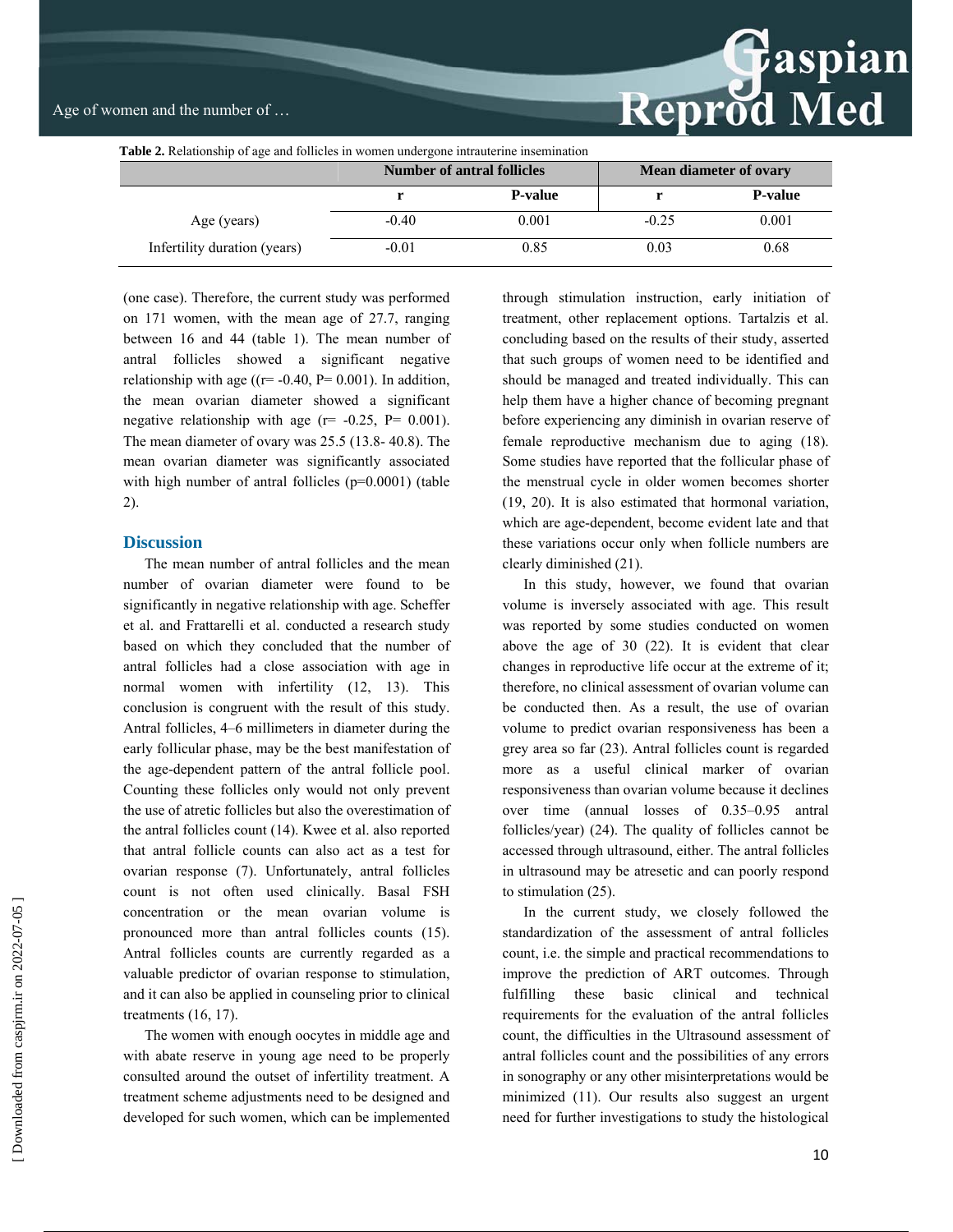**Table 2.** Relationship of age and follicles in women undergone intrauterine insemination

| | Number of antral follicles | | Mean diameter of ovary | |
|---|---|---|---|---|
| | r | P-value | r | P-value |
| Age (years) | -0.40 | 0.001 | -0.25 | 0.001 |
| Infertility duration (years) | -0.01 | 0.85 | 0.03 | 0.68 |

(one case). Therefore, the current study was performed on 171 women, with the mean age of 27.7, ranging between 16 and 44 (table 1). The mean number of antral follicles showed a significant negative relationship with age ((r= -0.40, P= 0.001). In addition, the mean ovarian diameter showed a significant negative relationship with age (r= -0.25, P= 0.001). The mean diameter of ovary was 25.5 (13.8- 40.8). The mean ovarian diameter was significantly associated with high number of antral follicles (p=0.0001) (table 2).

## Discussion

The mean number of antral follicles and the mean number of ovarian diameter were found to be significantly in negative relationship with age. Scheffer et al. and Frattarelli et al. conducted a research study based on which they concluded that the number of antral follicles had a close association with age in normal women with infertility (12, 13). This conclusion is congruent with the result of this study. Antral follicles, 4–6 millimeters in diameter during the early follicular phase, may be the best manifestation of the age-dependent pattern of the antral follicle pool. Counting these follicles only would not only prevent the use of atretic follicles but also the overestimation of the antral follicles count (14). Kwee et al. also reported that antral follicle counts can also act as a test for ovarian response (7). Unfortunately, antral follicles count is not often used clinically. Basal FSH concentration or the mean ovarian volume is pronounced more than antral follicles counts (15). Antral follicles counts are currently regarded as a valuable predictor of ovarian response to stimulation, and it can also be applied in counseling prior to clinical treatments (16, 17).

The women with enough oocytes in middle age and with abate reserve in young age need to be properly consulted around the outset of infertility treatment. A treatment scheme adjustments need to be designed and developed for such women, which can be implemented through stimulation instruction, early initiation of treatment, other replacement options. Tartalzis et al. concluding based on the results of their study, asserted that such groups of women need to be identified and should be managed and treated individually. This can help them have a higher chance of becoming pregnant before experiencing any diminish in ovarian reserve of female reproductive mechanism due to aging (18). Some studies have reported that the follicular phase of the menstrual cycle in older women becomes shorter (19, 20). It is also estimated that hormonal variation, which are age-dependent, become evident late and that these variations occur only when follicle numbers are clearly diminished (21).

In this study, however, we found that ovarian volume is inversely associated with age. This result was reported by some studies conducted on women above the age of 30 (22). It is evident that clear changes in reproductive life occur at the extreme of it; therefore, no clinical assessment of ovarian volume can be conducted then. As a result, the use of ovarian volume to predict ovarian responsiveness has been a grey area so far (23). Antral follicles count is regarded more as a useful clinical marker of ovarian responsiveness than ovarian volume because it declines over time (annual losses of 0.35–0.95 antral follicles/year) (24). The quality of follicles cannot be accessed through ultrasound, either. The antral follicles in ultrasound may be atresetic and can poorly respond to stimulation (25).

In the current study, we closely followed the standardization of the assessment of antral follicles count, i.e. the simple and practical recommendations to improve the prediction of ART outcomes. Through fulfilling these basic clinical and technical requirements for the evaluation of the antral follicles count, the difficulties in the Ultrasound assessment of antral follicles count and the possibilities of any errors in sonography or any other misinterpretations would be minimized (11). Our results also suggest an urgent need for further investigations to study the histological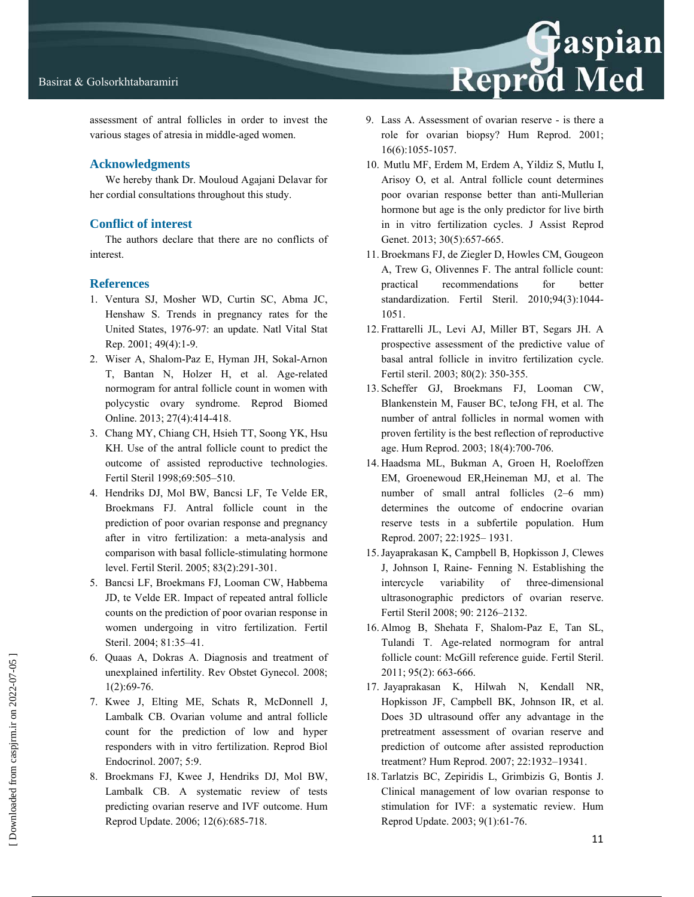assessment of antral follicles in order to invest the various stages of atresia in middle-aged women.

## Acknowledgments

We hereby thank Dr. Mouloud Agajani Delavar for her cordial consultations throughout this study.

## Conflict of interest

The authors declare that there are no conflicts of interest.

## References

1. Ventura SJ, Mosher WD, Curtin SC, Abma JC, Henshaw S. Trends in pregnancy rates for the United States, 1976-97: an update. Natl Vital Stat Rep. 2001; 49(4):1-9.
2. Wiser A, Shalom-Paz E, Hyman JH, Sokal-Arnon T, Bantan N, Holzer H, et al. Age-related normogram for antral follicle count in women with polycystic ovary syndrome. Reprod Biomed Online. 2013; 27(4):414-418.
3. Chang MY, Chiang CH, Hsieh TT, Soong YK, Hsu KH. Use of the antral follicle count to predict the outcome of assisted reproductive technologies. Fertil Steril 1998;69:505–510.
4. Hendriks DJ, Mol BW, Bancsi LF, Te Velde ER, Broekmans FJ. Antral follicle count in the prediction of poor ovarian response and pregnancy after in vitro fertilization: a meta-analysis and comparison with basal follicle-stimulating hormone level. Fertil Steril. 2005; 83(2):291-301.
5. Bancsi LF, Broekmans FJ, Looman CW, Habbema JD, te Velde ER. Impact of repeated antral follicle counts on the prediction of poor ovarian response in women undergoing in vitro fertilization. Fertil Steril. 2004; 81:35–41.
6. Quaas A, Dokras A. Diagnosis and treatment of unexplained infertility. Rev Obstet Gynecol. 2008; 1(2):69-76.
7. Kwee J, Elting ME, Schats R, McDonnell J, Lambalk CB. Ovarian volume and antral follicle count for the prediction of low and hyper responders with in vitro fertilization. Reprod Biol Endocrinol. 2007; 5:9.
8. Broekmans FJ, Kwee J, Hendriks DJ, Mol BW, Lambalk CB. A systematic review of tests predicting ovarian reserve and IVF outcome. Hum Reprod Update. 2006; 12(6):685-718.
9. Lass A. Assessment of ovarian reserve - is there a role for ovarian biopsy? Hum Reprod. 2001; 16(6):1055-1057.
10. Mutlu MF, Erdem M, Erdem A, Yildiz S, Mutlu I, Arisoy O, et al. Antral follicle count determines poor ovarian response better than anti-Mullerian hormone but age is the only predictor for live birth in in vitro fertilization cycles. J Assist Reprod Genet. 2013; 30(5):657-665.
11. Broekmans FJ, de Ziegler D, Howles CM, Gougeon A, Trew G, Olivennes F. The antral follicle count: practical recommendations for better standardization. Fertil Steril. 2010;94(3):1044-1051.
12. Frattarelli JL, Levi AJ, Miller BT, Segars JH. A prospective assessment of the predictive value of basal antral follicle in invitro fertilization cycle. Fertil steril. 2003; 80(2): 350-355.
13. Scheffer GJ, Broekmans FJ, Looman CW, Blankenstein M, Fauser BC, teJong FH, et al. The number of antral follicles in normal women with proven fertility is the best reflection of reproductive age. Hum Reprod. 2003; 18(4):700-706.
14. Haadsma ML, Bukman A, Groen H, Roeloffzen EM, Groenewoud ER,Heineman MJ, et al. The number of small antral follicles (2–6 mm) determines the outcome of endocrine ovarian reserve tests in a subfertile population. Hum Reprod. 2007; 22:1925– 1931.
15. Jayaprakasan K, Campbell B, Hopkisson J, Clewes J, Johnson I, Raine- Fenning N. Establishing the intercycle variability of three-dimensional ultrasonographic predictors of ovarian reserve. Fertil Steril 2008; 90: 2126–2132.
16. Almog B, Shehata F, Shalom-Paz E, Tan SL, Tulandi T. Age-related normogram for antral follicle count: McGill reference guide. Fertil Steril. 2011; 95(2): 663-666.
17. Jayaprakasan K, Hilwah N, Kendall NR, Hopkisson JF, Campbell BK, Johnson IR, et al. Does 3D ultrasound offer any advantage in the pretreatment assessment of ovarian reserve and prediction of outcome after assisted reproduction treatment? Hum Reprod. 2007; 22:1932–19341.
18. Tarlatzis BC, Zepiridis L, Grimbizis G, Bontis J. Clinical management of low ovarian response to stimulation for IVF: a systematic review. Hum Reprod Update. 2003; 9(1):61-76.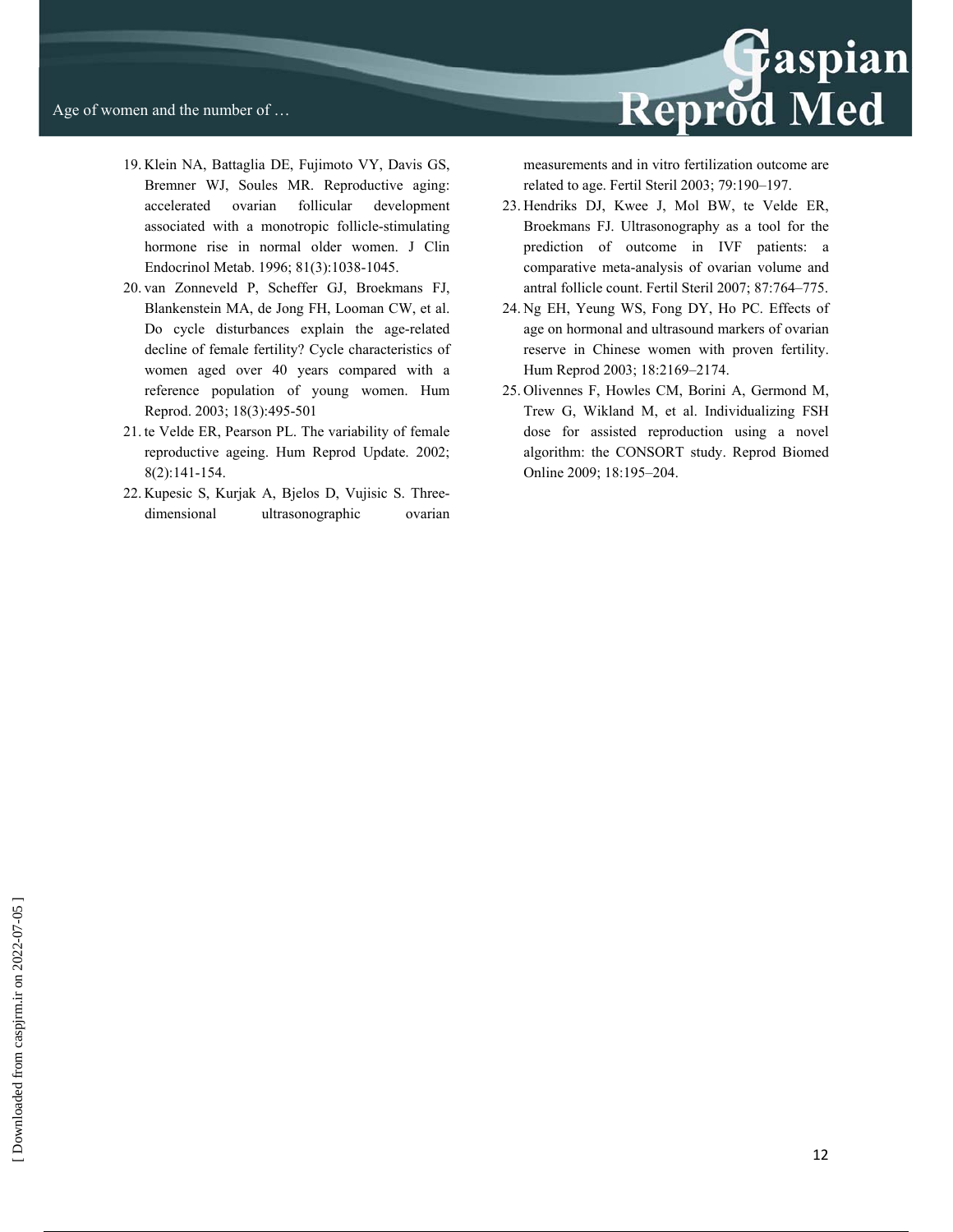19. Klein NA, Battaglia DE, Fujimoto VY, Davis GS, Bremner WJ, Soules MR. Reproductive aging: accelerated ovarian follicular development associated with a monotropic follicle-stimulating hormone rise in normal older women. J Clin Endocrinol Metab. 1996; 81(3):1038-1045.
20. van Zonneveld P, Scheffer GJ, Broekmans FJ, Blankenstein MA, de Jong FH, Looman CW, et al. Do cycle disturbances explain the age-related decline of female fertility? Cycle characteristics of women aged over 40 years compared with a reference population of young women. Hum Reprod. 2003; 18(3):495-501
21. te Velde ER, Pearson PL. The variability of female reproductive ageing. Hum Reprod Update. 2002; 8(2):141-154.
22. Kupesic S, Kurjak A, Bjelos D, Vujisic S. Three-dimensional ultrasonographic ovarian measurements and in vitro fertilization outcome are related to age. Fertil Steril 2003; 79:190–197.
23. Hendriks DJ, Kwee J, Mol BW, te Velde ER, Broekmans FJ. Ultrasonography as a tool for the prediction of outcome in IVF patients: a comparative meta-analysis of ovarian volume and antral follicle count. Fertil Steril 2007; 87:764–775.
24. Ng EH, Yeung WS, Fong DY, Ho PC. Effects of age on hormonal and ultrasound markers of ovarian reserve in Chinese women with proven fertility. Hum Reprod 2003; 18:2169–2174.
25. Olivennes F, Howles CM, Borini A, Germond M, Trew G, Wikland M, et al. Individualizing FSH dose for assisted reproduction using a novel algorithm: the CONSORT study. Reprod Biomed Online 2009; 18:195–204.